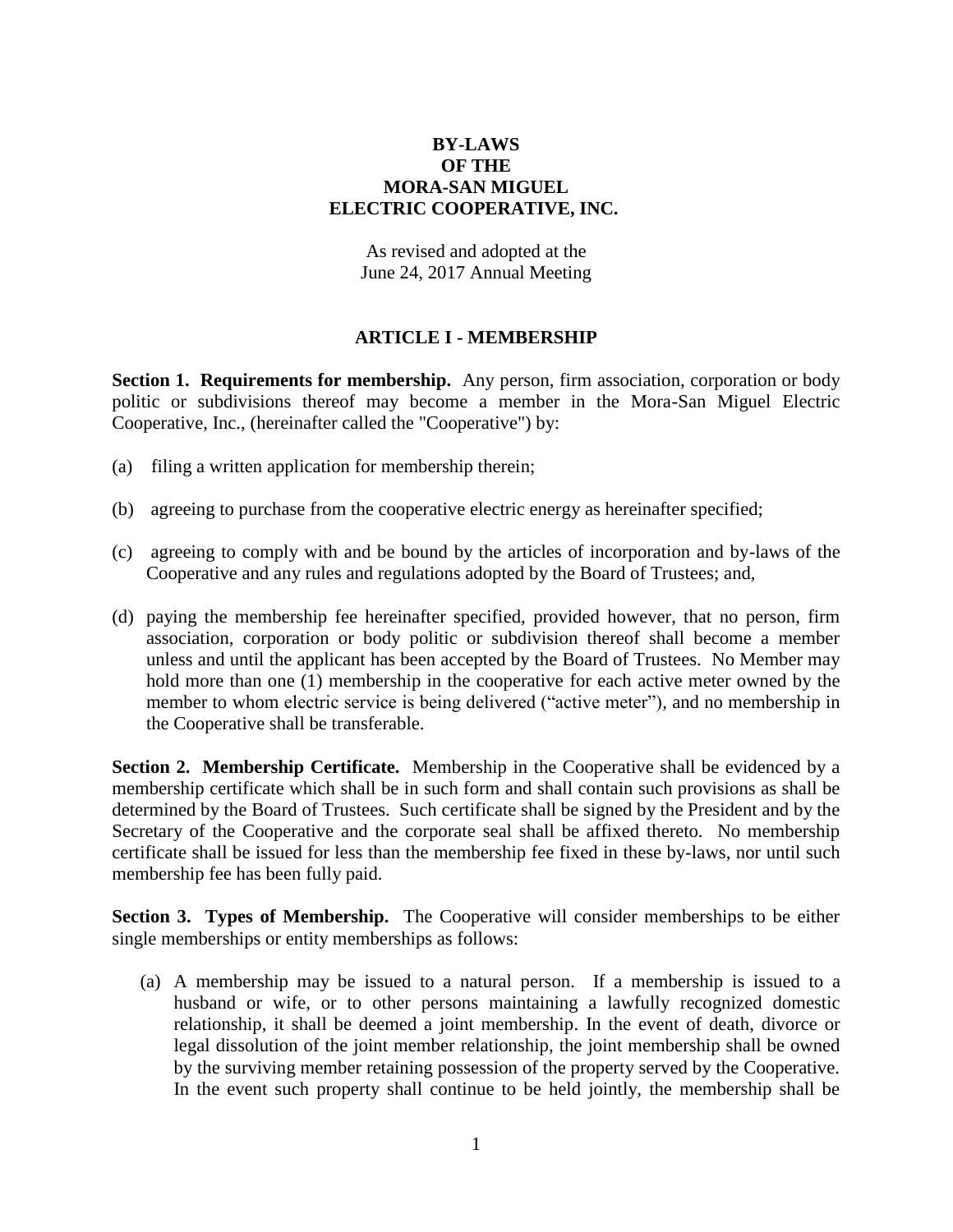# BY-LAWS
# OF THE
# MORA-SAN MIGUEL
# ELECTRIC COOPERATIVE, INC.

As revised and adopted at the
June 24, 2017 Annual Meeting

## ARTICLE I - MEMBERSHIP

**Section 1. Requirements for membership.** Any person, firm association, corporation or body politic or subdivisions thereof may become a member in the Mora-San Miguel Electric Cooperative, Inc., (hereinafter called the "Cooperative") by:

(a) filing a written application for membership therein;

(b) agreeing to purchase from the cooperative electric energy as hereinafter specified;

(c) agreeing to comply with and be bound by the articles of incorporation and by-laws of the Cooperative and any rules and regulations adopted by the Board of Trustees; and,

(d) paying the membership fee hereinafter specified, provided however, that no person, firm association, corporation or body politic or subdivision thereof shall become a member unless and until the applicant has been accepted by the Board of Trustees. No Member may hold more than one (1) membership in the cooperative for each active meter owned by the member to whom electric service is being delivered ("active meter"), and no membership in the Cooperative shall be transferable.

**Section 2. Membership Certificate.** Membership in the Cooperative shall be evidenced by a membership certificate which shall be in such form and shall contain such provisions as shall be determined by the Board of Trustees. Such certificate shall be signed by the President and by the Secretary of the Cooperative and the corporate seal shall be affixed thereto. No membership certificate shall be issued for less than the membership fee fixed in these by-laws, nor until such membership fee has been fully paid.

**Section 3. Types of Membership.** The Cooperative will consider memberships to be either single memberships or entity memberships as follows:

(a) A membership may be issued to a natural person. If a membership is issued to a husband or wife, or to other persons maintaining a lawfully recognized domestic relationship, it shall be deemed a joint membership. In the event of death, divorce or legal dissolution of the joint member relationship, the joint membership shall be owned by the surviving member retaining possession of the property served by the Cooperative. In the event such property shall continue to be held jointly, the membership shall be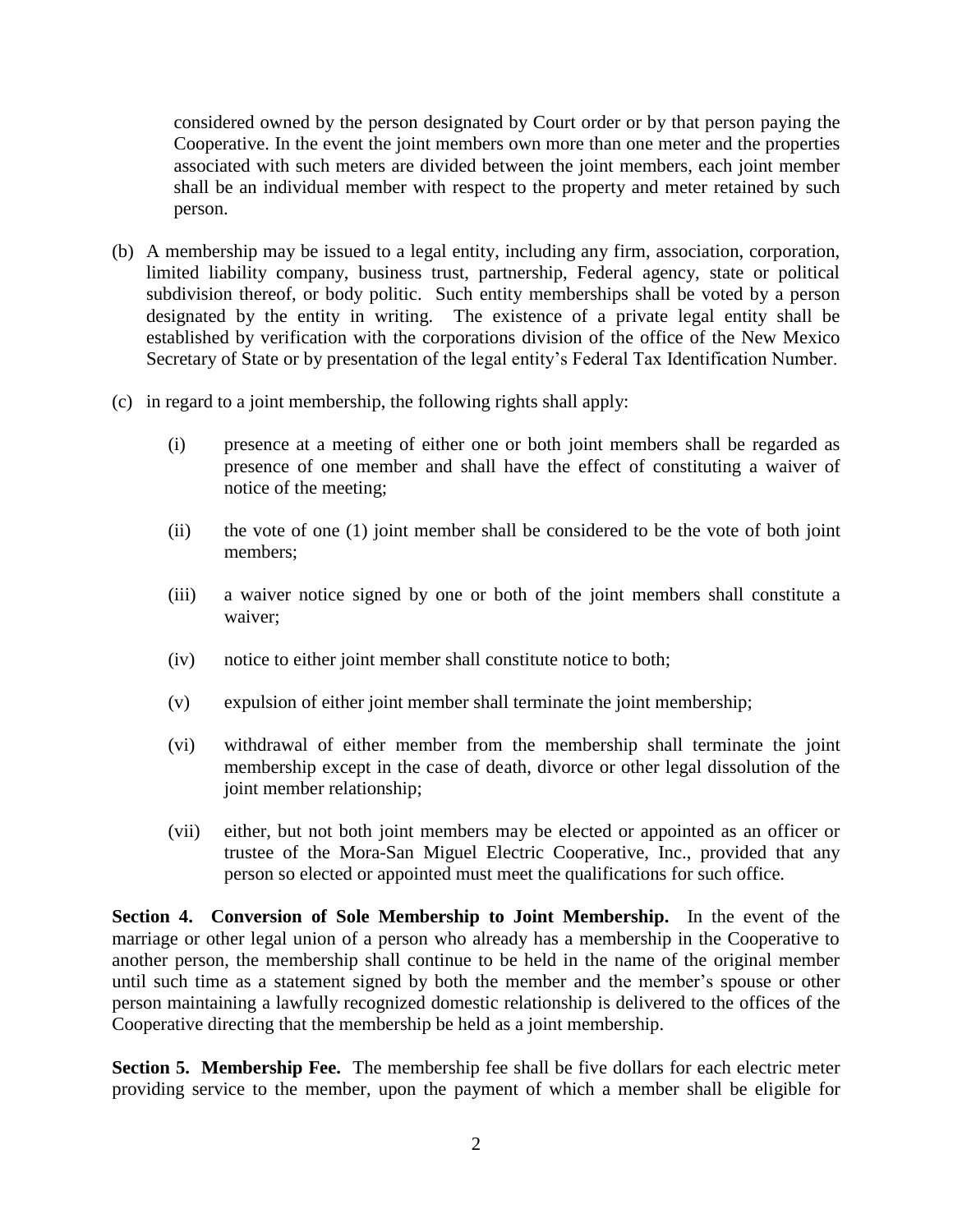considered owned by the person designated by Court order or by that person paying the Cooperative. In the event the joint members own more than one meter and the properties associated with such meters are divided between the joint members, each joint member shall be an individual member with respect to the property and meter retained by such person.

(b) A membership may be issued to a legal entity, including any firm, association, corporation, limited liability company, business trust, partnership, Federal agency, state or political subdivision thereof, or body politic. Such entity memberships shall be voted by a person designated by the entity in writing. The existence of a private legal entity shall be established by verification with the corporations division of the office of the New Mexico Secretary of State or by presentation of the legal entity's Federal Tax Identification Number.

(c) in regard to a joint membership, the following rights shall apply:

   (i) presence at a meeting of either one or both joint members shall be regarded as presence of one member and shall have the effect of constituting a waiver of notice of the meeting;

   (ii) the vote of one (1) joint member shall be considered to be the vote of both joint members;

   (iii) a waiver notice signed by one or both of the joint members shall constitute a waiver;

   (iv) notice to either joint member shall constitute notice to both;

   (v) expulsion of either joint member shall terminate the joint membership;

   (vi) withdrawal of either member from the membership shall terminate the joint membership except in the case of death, divorce or other legal dissolution of the joint member relationship;

   (vii) either, but not both joint members may be elected or appointed as an officer or trustee of the Mora-San Miguel Electric Cooperative, Inc., provided that any person so elected or appointed must meet the qualifications for such office.

**Section 4. Conversion of Sole Membership to Joint Membership.** In the event of the marriage or other legal union of a person who already has a membership in the Cooperative to another person, the membership shall continue to be held in the name of the original member until such time as a statement signed by both the member and the member's spouse or other person maintaining a lawfully recognized domestic relationship is delivered to the offices of the Cooperative directing that the membership be held as a joint membership.

**Section 5. Membership Fee.** The membership fee shall be five dollars for each electric meter providing service to the member, upon the payment of which a member shall be eligible for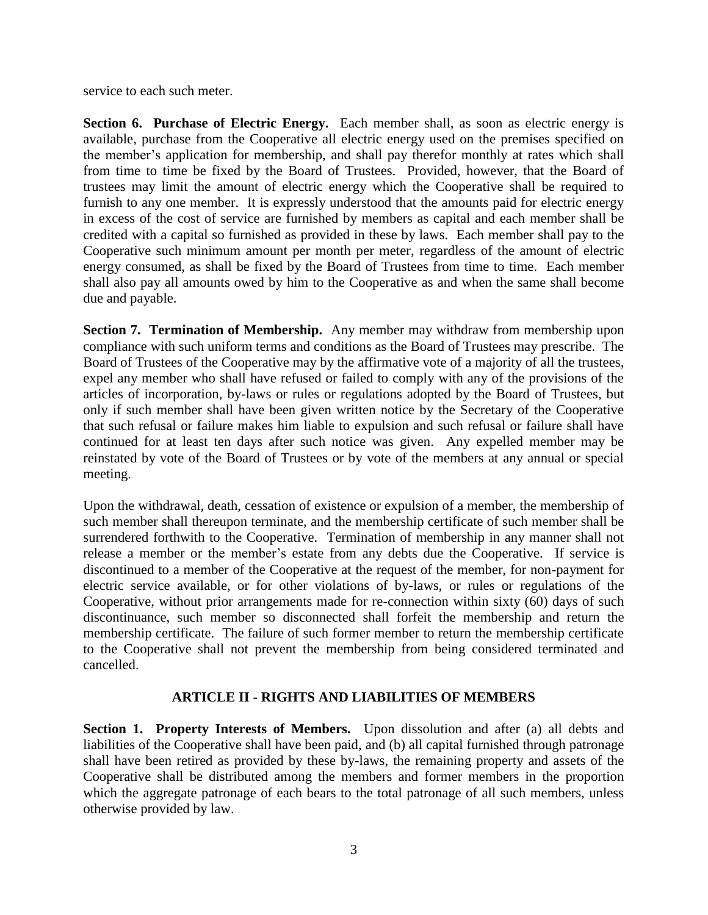service to each such meter.

**Section 6. Purchase of Electric Energy.** Each member shall, as soon as electric energy is available, purchase from the Cooperative all electric energy used on the premises specified on the member's application for membership, and shall pay therefor monthly at rates which shall from time to time be fixed by the Board of Trustees. Provided, however, that the Board of trustees may limit the amount of electric energy which the Cooperative shall be required to furnish to any one member. It is expressly understood that the amounts paid for electric energy in excess of the cost of service are furnished by members as capital and each member shall be credited with a capital so furnished as provided in these by laws. Each member shall pay to the Cooperative such minimum amount per month per meter, regardless of the amount of electric energy consumed, as shall be fixed by the Board of Trustees from time to time. Each member shall also pay all amounts owed by him to the Cooperative as and when the same shall become due and payable.

**Section 7. Termination of Membership.** Any member may withdraw from membership upon compliance with such uniform terms and conditions as the Board of Trustees may prescribe. The Board of Trustees of the Cooperative may by the affirmative vote of a majority of all the trustees, expel any member who shall have refused or failed to comply with any of the provisions of the articles of incorporation, by-laws or rules or regulations adopted by the Board of Trustees, but only if such member shall have been given written notice by the Secretary of the Cooperative that such refusal or failure makes him liable to expulsion and such refusal or failure shall have continued for at least ten days after such notice was given. Any expelled member may be reinstated by vote of the Board of Trustees or by vote of the members at any annual or special meeting.

Upon the withdrawal, death, cessation of existence or expulsion of a member, the membership of such member shall thereupon terminate, and the membership certificate of such member shall be surrendered forthwith to the Cooperative. Termination of membership in any manner shall not release a member or the member's estate from any debts due the Cooperative. If service is discontinued to a member of the Cooperative at the request of the member, for non-payment for electric service available, or for other violations of by-laws, or rules or regulations of the Cooperative, without prior arrangements made for re-connection within sixty (60) days of such discontinuance, such member so disconnected shall forfeit the membership and return the membership certificate. The failure of such former member to return the membership certificate to the Cooperative shall not prevent the membership from being considered terminated and cancelled.

## ARTICLE II - RIGHTS AND LIABILITIES OF MEMBERS

**Section 1. Property Interests of Members.** Upon dissolution and after (a) all debts and liabilities of the Cooperative shall have been paid, and (b) all capital furnished through patronage shall have been retired as provided by these by-laws, the remaining property and assets of the Cooperative shall be distributed among the members and former members in the proportion which the aggregate patronage of each bears to the total patronage of all such members, unless otherwise provided by law.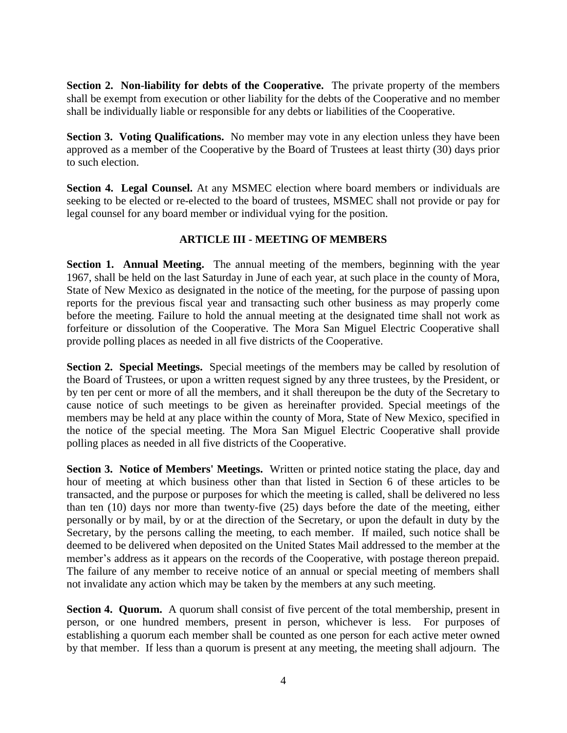**Section 2. Non-liability for debts of the Cooperative.** The private property of the members shall be exempt from execution or other liability for the debts of the Cooperative and no member shall be individually liable or responsible for any debts or liabilities of the Cooperative.

**Section 3. Voting Qualifications.** No member may vote in any election unless they have been approved as a member of the Cooperative by the Board of Trustees at least thirty (30) days prior to such election.

**Section 4. Legal Counsel.** At any MSMEC election where board members or individuals are seeking to be elected or re-elected to the board of trustees, MSMEC shall not provide or pay for legal counsel for any board member or individual vying for the position.

## ARTICLE III - MEETING OF MEMBERS

**Section 1. Annual Meeting.** The annual meeting of the members, beginning with the year 1967, shall be held on the last Saturday in June of each year, at such place in the county of Mora, State of New Mexico as designated in the notice of the meeting, for the purpose of passing upon reports for the previous fiscal year and transacting such other business as may properly come before the meeting. Failure to hold the annual meeting at the designated time shall not work as forfeiture or dissolution of the Cooperative. The Mora San Miguel Electric Cooperative shall provide polling places as needed in all five districts of the Cooperative.

**Section 2. Special Meetings.** Special meetings of the members may be called by resolution of the Board of Trustees, or upon a written request signed by any three trustees, by the President, or by ten per cent or more of all the members, and it shall thereupon be the duty of the Secretary to cause notice of such meetings to be given as hereinafter provided. Special meetings of the members may be held at any place within the county of Mora, State of New Mexico, specified in the notice of the special meeting. The Mora San Miguel Electric Cooperative shall provide polling places as needed in all five districts of the Cooperative.

**Section 3. Notice of Members' Meetings.** Written or printed notice stating the place, day and hour of meeting at which business other than that listed in Section 6 of these articles to be transacted, and the purpose or purposes for which the meeting is called, shall be delivered no less than ten (10) days nor more than twenty-five (25) days before the date of the meeting, either personally or by mail, by or at the direction of the Secretary, or upon the default in duty by the Secretary, by the persons calling the meeting, to each member. If mailed, such notice shall be deemed to be delivered when deposited on the United States Mail addressed to the member at the member's address as it appears on the records of the Cooperative, with postage thereon prepaid. The failure of any member to receive notice of an annual or special meeting of members shall not invalidate any action which may be taken by the members at any such meeting.

**Section 4. Quorum.** A quorum shall consist of five percent of the total membership, present in person, or one hundred members, present in person, whichever is less. For purposes of establishing a quorum each member shall be counted as one person for each active meter owned by that member. If less than a quorum is present at any meeting, the meeting shall adjourn. The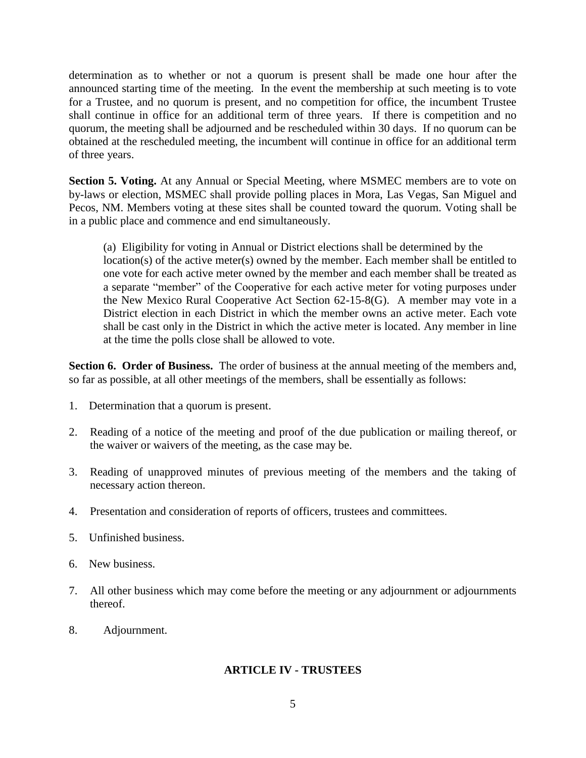determination as to whether or not a quorum is present shall be made one hour after the announced starting time of the meeting. In the event the membership at such meeting is to vote for a Trustee, and no quorum is present, and no competition for office, the incumbent Trustee shall continue in office for an additional term of three years. If there is competition and no quorum, the meeting shall be adjourned and be rescheduled within 30 days. If no quorum can be obtained at the rescheduled meeting, the incumbent will continue in office for an additional term of three years.

**Section 5. Voting.** At any Annual or Special Meeting, where MSMEC members are to vote on by-laws or election, MSMEC shall provide polling places in Mora, Las Vegas, San Miguel and Pecos, NM. Members voting at these sites shall be counted toward the quorum. Voting shall be in a public place and commence and end simultaneously.

(a) Eligibility for voting in Annual or District elections shall be determined by the location(s) of the active meter(s) owned by the member. Each member shall be entitled to one vote for each active meter owned by the member and each member shall be treated as a separate "member" of the Cooperative for each active meter for voting purposes under the New Mexico Rural Cooperative Act Section 62-15-8(G). A member may vote in a District election in each District in which the member owns an active meter. Each vote shall be cast only in the District in which the active meter is located. Any member in line at the time the polls close shall be allowed to vote.

**Section 6. Order of Business.** The order of business at the annual meeting of the members and, so far as possible, at all other meetings of the members, shall be essentially as follows:

1. Determination that a quorum is present.
2. Reading of a notice of the meeting and proof of the due publication or mailing thereof, or the waiver or waivers of the meeting, as the case may be.
3. Reading of unapproved minutes of previous meeting of the members and the taking of necessary action thereon.
4. Presentation and consideration of reports of officers, trustees and committees.
5. Unfinished business.
6. New business.
7. All other business which may come before the meeting or any adjournment or adjournments thereof.
8. Adjournment.

## ARTICLE IV - TRUSTEES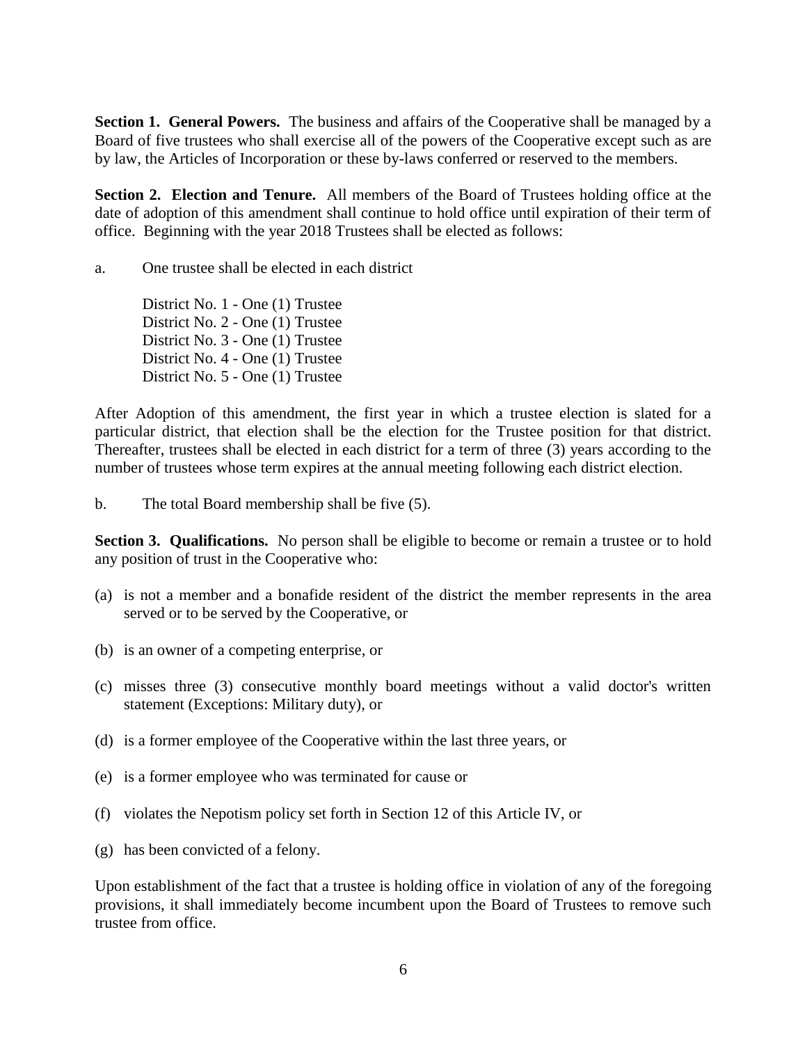**Section 1. General Powers.** The business and affairs of the Cooperative shall be managed by a Board of five trustees who shall exercise all of the powers of the Cooperative except such as are by law, the Articles of Incorporation or these by-laws conferred or reserved to the members.

**Section 2. Election and Tenure.** All members of the Board of Trustees holding office at the date of adoption of this amendment shall continue to hold office until expiration of their term of office. Beginning with the year 2018 Trustees shall be elected as follows:

a. One trustee shall be elected in each district

District No. 1 - One (1) Trustee
District No. 2 - One (1) Trustee
District No. 3 - One (1) Trustee
District No. 4 - One (1) Trustee
District No. 5 - One (1) Trustee

After Adoption of this amendment, the first year in which a trustee election is slated for a particular district, that election shall be the election for the Trustee position for that district. Thereafter, trustees shall be elected in each district for a term of three (3) years according to the number of trustees whose term expires at the annual meeting following each district election.

b. The total Board membership shall be five (5).

**Section 3. Qualifications.** No person shall be eligible to become or remain a trustee or to hold any position of trust in the Cooperative who:

(a) is not a member and a bonafide resident of the district the member represents in the area served or to be served by the Cooperative, or

(b) is an owner of a competing enterprise, or

(c) misses three (3) consecutive monthly board meetings without a valid doctor's written statement (Exceptions: Military duty), or

(d) is a former employee of the Cooperative within the last three years, or

(e) is a former employee who was terminated for cause or

(f) violates the Nepotism policy set forth in Section 12 of this Article IV, or

(g) has been convicted of a felony.

Upon establishment of the fact that a trustee is holding office in violation of any of the foregoing provisions, it shall immediately become incumbent upon the Board of Trustees to remove such trustee from office.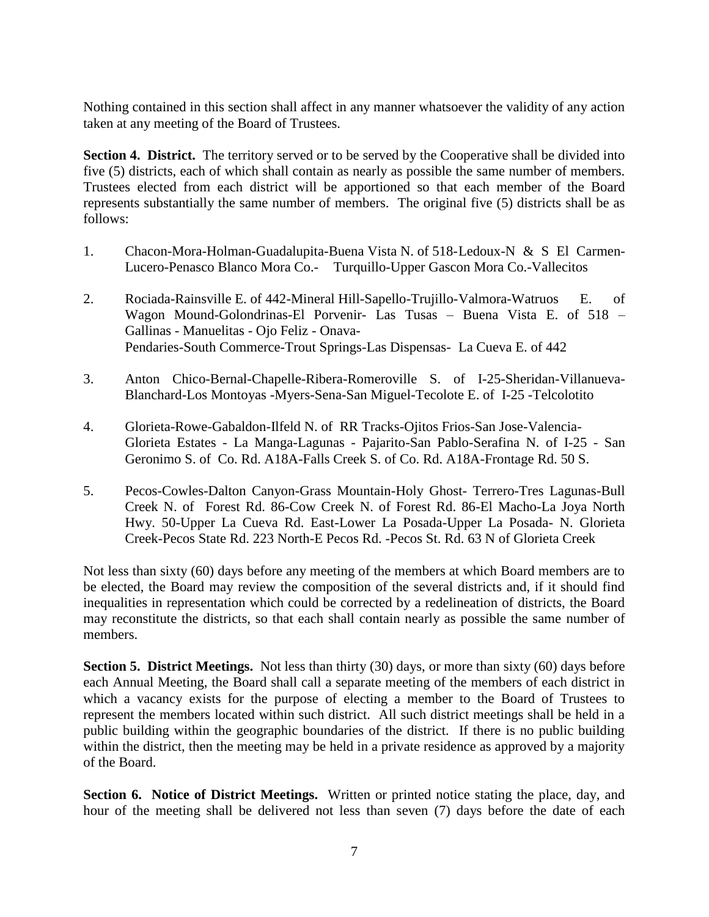Nothing contained in this section shall affect in any manner whatsoever the validity of any action taken at any meeting of the Board of Trustees.

**Section 4. District.** The territory served or to be served by the Cooperative shall be divided into five (5) districts, each of which shall contain as nearly as possible the same number of members. Trustees elected from each district will be apportioned so that each member of the Board represents substantially the same number of members. The original five (5) districts shall be as follows:

1. Chacon-Mora-Holman-Guadalupita-Buena Vista N. of 518-Ledoux-N & S El Carmen-Lucero-Penasco Blanco Mora Co.- Turquillo-Upper Gascon Mora Co.-Vallecitos

2. Rociada-Rainsville E. of 442-Mineral Hill-Sapello-Trujillo-Valmora-Watruos E. of Wagon Mound-Golondrinas-El Porvenir- Las Tusas – Buena Vista E. of 518 – Gallinas - Manuelitas - Ojo Feliz - Onava-
   Pendaries-South Commerce-Trout Springs-Las Dispensas- La Cueva E. of 442

3. Anton Chico-Bernal-Chapelle-Ribera-Romeroville S. of I-25-Sheridan-Villanueva-Blanchard-Los Montoyas -Myers-Sena-San Miguel-Tecolote E. of I-25 -Telcolotito

4. Glorieta-Rowe-Gabaldon-Ilfeld N. of RR Tracks-Ojitos Frios-San Jose-Valencia-Glorieta Estates - La Manga-Lagunas - Pajarito-San Pablo-Serafina N. of I-25 - San Geronimo S. of Co. Rd. A18A-Falls Creek S. of Co. Rd. A18A-Frontage Rd. 50 S.

5. Pecos-Cowles-Dalton Canyon-Grass Mountain-Holy Ghost- Terrero-Tres Lagunas-Bull Creek N. of Forest Rd. 86-Cow Creek N. of Forest Rd. 86-El Macho-La Joya North Hwy. 50-Upper La Cueva Rd. East-Lower La Posada-Upper La Posada- N. Glorieta Creek-Pecos State Rd. 223 North-E Pecos Rd. -Pecos St. Rd. 63 N of Glorieta Creek

Not less than sixty (60) days before any meeting of the members at which Board members are to be elected, the Board may review the composition of the several districts and, if it should find inequalities in representation which could be corrected by a redelineation of districts, the Board may reconstitute the districts, so that each shall contain nearly as possible the same number of members.

**Section 5. District Meetings.** Not less than thirty (30) days, or more than sixty (60) days before each Annual Meeting, the Board shall call a separate meeting of the members of each district in which a vacancy exists for the purpose of electing a member to the Board of Trustees to represent the members located within such district. All such district meetings shall be held in a public building within the geographic boundaries of the district. If there is no public building within the district, then the meeting may be held in a private residence as approved by a majority of the Board.

**Section 6. Notice of District Meetings.** Written or printed notice stating the place, day, and hour of the meeting shall be delivered not less than seven (7) days before the date of each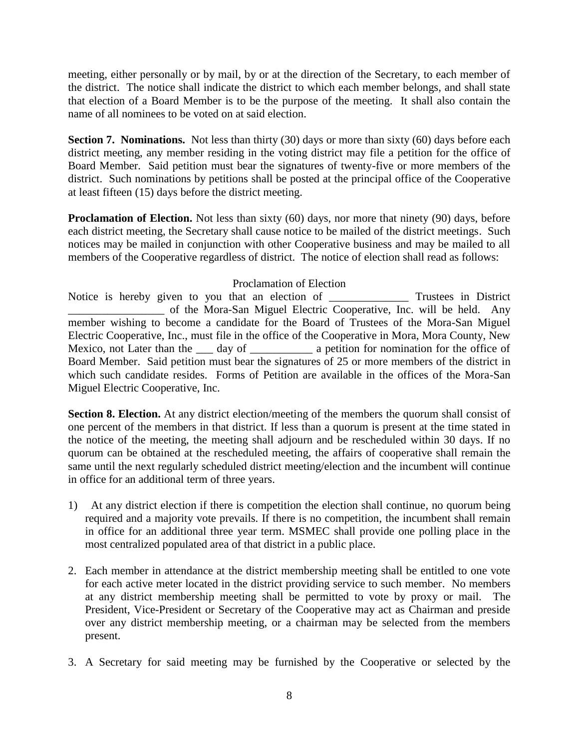meeting, either personally or by mail, by or at the direction of the Secretary, to each member of the district. The notice shall indicate the district to which each member belongs, and shall state that election of a Board Member is to be the purpose of the meeting. It shall also contain the name of all nominees to be voted on at said election.

**Section 7. Nominations.** Not less than thirty (30) days or more than sixty (60) days before each district meeting, any member residing in the voting district may file a petition for the office of Board Member. Said petition must bear the signatures of twenty-five or more members of the district. Such nominations by petitions shall be posted at the principal office of the Cooperative at least fifteen (15) days before the district meeting.

**Proclamation of Election.** Not less than sixty (60) days, nor more that ninety (90) days, before each district meeting, the Secretary shall cause notice to be mailed of the district meetings. Such notices may be mailed in conjunction with other Cooperative business and may be mailed to all members of the Cooperative regardless of district. The notice of election shall read as follows:

Proclamation of Election

Notice is hereby given to you that an election of ______________ Trustees in District _________________ of the Mora-San Miguel Electric Cooperative, Inc. will be held. Any member wishing to become a candidate for the Board of Trustees of the Mora-San Miguel Electric Cooperative, Inc., must file in the office of the Cooperative in Mora, Mora County, New Mexico, not Later than the ___ day of ___________ a petition for nomination for the office of Board Member. Said petition must bear the signatures of 25 or more members of the district in which such candidate resides. Forms of Petition are available in the offices of the Mora-San Miguel Electric Cooperative, Inc.

**Section 8. Election.** At any district election/meeting of the members the quorum shall consist of one percent of the members in that district. If less than a quorum is present at the time stated in the notice of the meeting, the meeting shall adjourn and be rescheduled within 30 days. If no quorum can be obtained at the rescheduled meeting, the affairs of cooperative shall remain the same until the next regularly scheduled district meeting/election and the incumbent will continue in office for an additional term of three years.

1) At any district election if there is competition the election shall continue, no quorum being required and a majority vote prevails. If there is no competition, the incumbent shall remain in office for an additional three year term. MSMEC shall provide one polling place in the most centralized populated area of that district in a public place.

2. Each member in attendance at the district membership meeting shall be entitled to one vote for each active meter located in the district providing service to such member. No members at any district membership meeting shall be permitted to vote by proxy or mail. The President, Vice-President or Secretary of the Cooperative may act as Chairman and preside over any district membership meeting, or a chairman may be selected from the members present.

3. A Secretary for said meeting may be furnished by the Cooperative or selected by the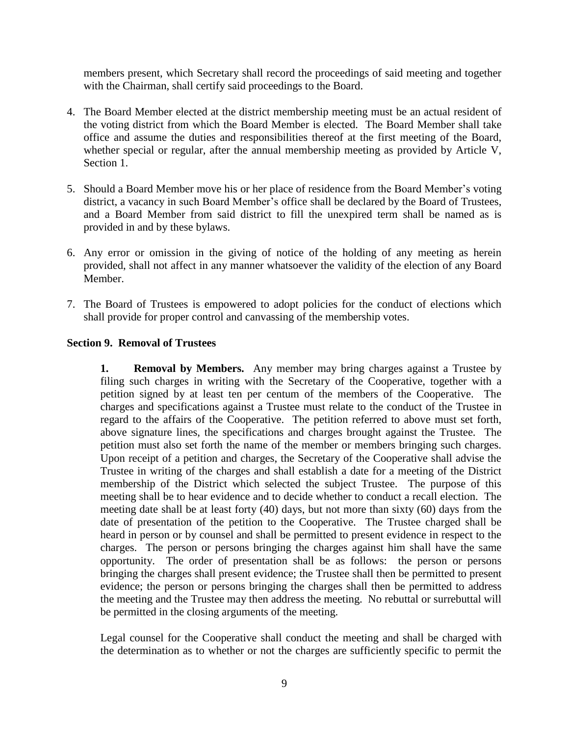members present, which Secretary shall record the proceedings of said meeting and together with the Chairman, shall certify said proceedings to the Board.

4. The Board Member elected at the district membership meeting must be an actual resident of the voting district from which the Board Member is elected. The Board Member shall take office and assume the duties and responsibilities thereof at the first meeting of the Board, whether special or regular, after the annual membership meeting as provided by Article V, Section 1.

5. Should a Board Member move his or her place of residence from the Board Member's voting district, a vacancy in such Board Member's office shall be declared by the Board of Trustees, and a Board Member from said district to fill the unexpired term shall be named as is provided in and by these bylaws.

6. Any error or omission in the giving of notice of the holding of any meeting as herein provided, shall not affect in any manner whatsoever the validity of the election of any Board Member.

7. The Board of Trustees is empowered to adopt policies for the conduct of elections which shall provide for proper control and canvassing of the membership votes.

**Section 9. Removal of Trustees**

**1. Removal by Members.** Any member may bring charges against a Trustee by filing such charges in writing with the Secretary of the Cooperative, together with a petition signed by at least ten per centum of the members of the Cooperative. The charges and specifications against a Trustee must relate to the conduct of the Trustee in regard to the affairs of the Cooperative. The petition referred to above must set forth, above signature lines, the specifications and charges brought against the Trustee. The petition must also set forth the name of the member or members bringing such charges. Upon receipt of a petition and charges, the Secretary of the Cooperative shall advise the Trustee in writing of the charges and shall establish a date for a meeting of the District membership of the District which selected the subject Trustee. The purpose of this meeting shall be to hear evidence and to decide whether to conduct a recall election. The meeting date shall be at least forty (40) days, but not more than sixty (60) days from the date of presentation of the petition to the Cooperative. The Trustee charged shall be heard in person or by counsel and shall be permitted to present evidence in respect to the charges. The person or persons bringing the charges against him shall have the same opportunity. The order of presentation shall be as follows: the person or persons bringing the charges shall present evidence; the Trustee shall then be permitted to present evidence; the person or persons bringing the charges shall then be permitted to address the meeting and the Trustee may then address the meeting. No rebuttal or surrebuttal will be permitted in the closing arguments of the meeting.

Legal counsel for the Cooperative shall conduct the meeting and shall be charged with the determination as to whether or not the charges are sufficiently specific to permit the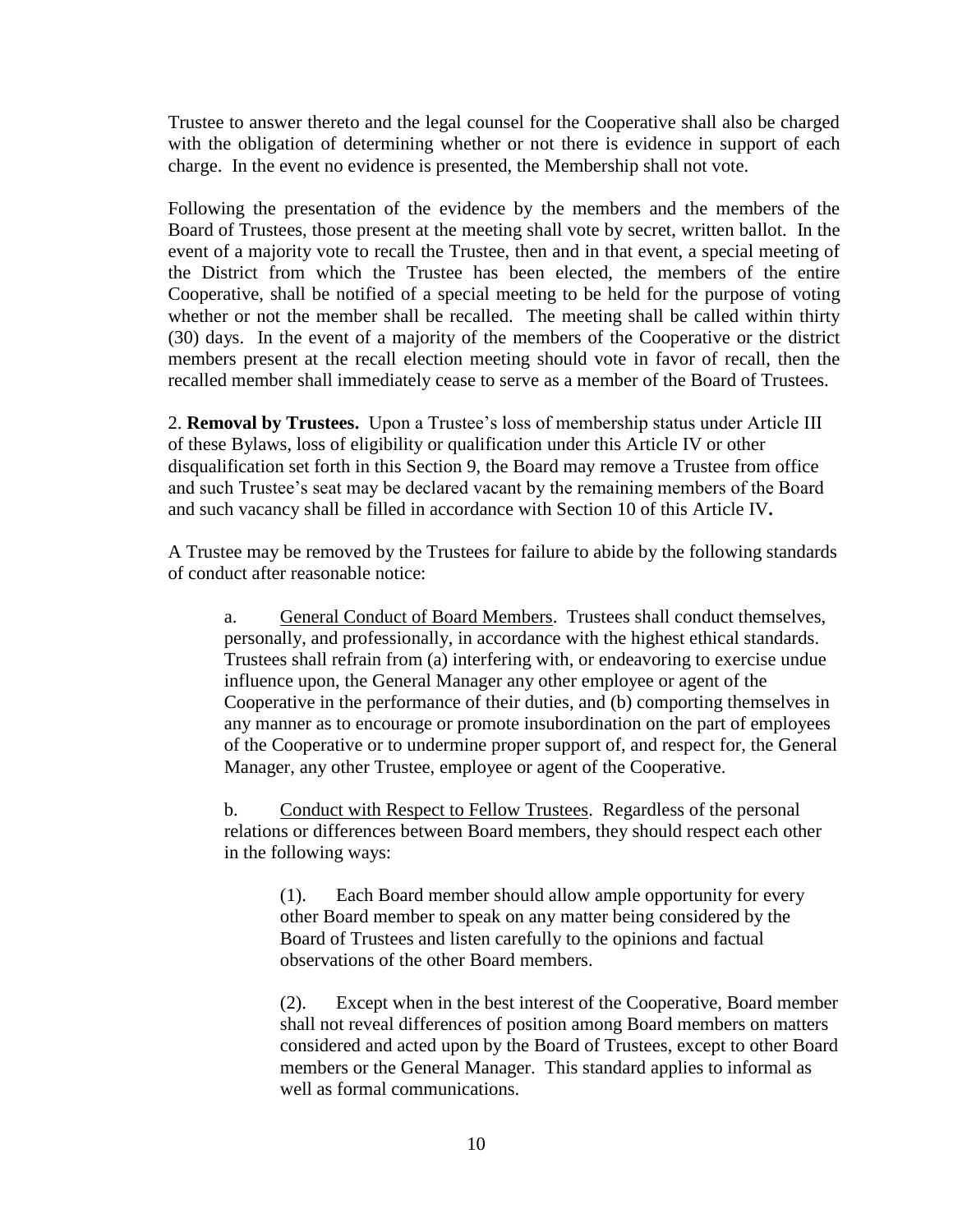Trustee to answer thereto and the legal counsel for the Cooperative shall also be charged with the obligation of determining whether or not there is evidence in support of each charge. In the event no evidence is presented, the Membership shall not vote.

Following the presentation of the evidence by the members and the members of the Board of Trustees, those present at the meeting shall vote by secret, written ballot. In the event of a majority vote to recall the Trustee, then and in that event, a special meeting of the District from which the Trustee has been elected, the members of the entire Cooperative, shall be notified of a special meeting to be held for the purpose of voting whether or not the member shall be recalled. The meeting shall be called within thirty (30) days. In the event of a majority of the members of the Cooperative or the district members present at the recall election meeting should vote in favor of recall, then the recalled member shall immediately cease to serve as a member of the Board of Trustees.

2. **Removal by Trustees.** Upon a Trustee's loss of membership status under Article III of these Bylaws, loss of eligibility or qualification under this Article IV or other disqualification set forth in this Section 9, the Board may remove a Trustee from office and such Trustee's seat may be declared vacant by the remaining members of the Board and such vacancy shall be filled in accordance with Section 10 of this Article IV**.**

A Trustee may be removed by the Trustees for failure to abide by the following standards of conduct after reasonable notice:

a. General Conduct of Board Members. Trustees shall conduct themselves, personally, and professionally, in accordance with the highest ethical standards. Trustees shall refrain from (a) interfering with, or endeavoring to exercise undue influence upon, the General Manager any other employee or agent of the Cooperative in the performance of their duties, and (b) comporting themselves in any manner as to encourage or promote insubordination on the part of employees of the Cooperative or to undermine proper support of, and respect for, the General Manager, any other Trustee, employee or agent of the Cooperative.

b. Conduct with Respect to Fellow Trustees. Regardless of the personal relations or differences between Board members, they should respect each other in the following ways:

(1). Each Board member should allow ample opportunity for every other Board member to speak on any matter being considered by the Board of Trustees and listen carefully to the opinions and factual observations of the other Board members.

(2). Except when in the best interest of the Cooperative, Board member shall not reveal differences of position among Board members on matters considered and acted upon by the Board of Trustees, except to other Board members or the General Manager. This standard applies to informal as well as formal communications.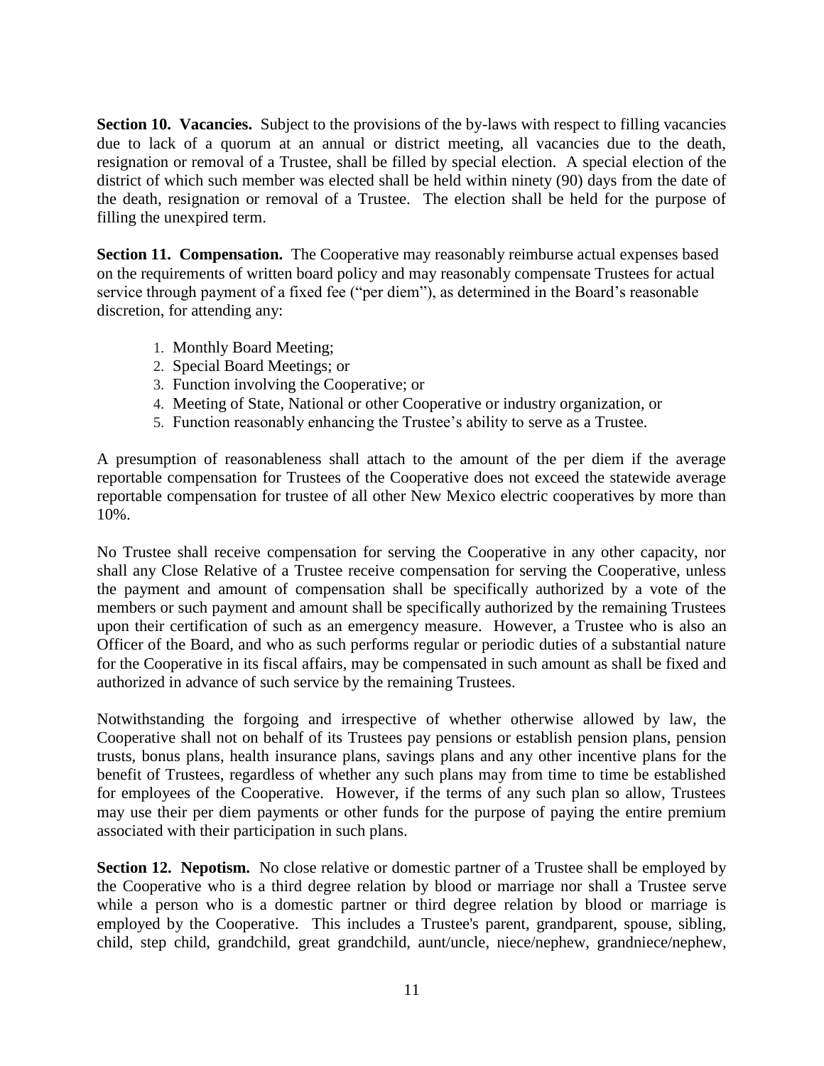**Section 10. Vacancies.** Subject to the provisions of the by-laws with respect to filling vacancies due to lack of a quorum at an annual or district meeting, all vacancies due to the death, resignation or removal of a Trustee, shall be filled by special election. A special election of the district of which such member was elected shall be held within ninety (90) days from the date of the death, resignation or removal of a Trustee. The election shall be held for the purpose of filling the unexpired term.

**Section 11. Compensation.** The Cooperative may reasonably reimburse actual expenses based on the requirements of written board policy and may reasonably compensate Trustees for actual service through payment of a fixed fee ("per diem"), as determined in the Board's reasonable discretion, for attending any:

1. Monthly Board Meeting;
2. Special Board Meetings; or
3. Function involving the Cooperative; or
4. Meeting of State, National or other Cooperative or industry organization, or
5. Function reasonably enhancing the Trustee's ability to serve as a Trustee.

A presumption of reasonableness shall attach to the amount of the per diem if the average reportable compensation for Trustees of the Cooperative does not exceed the statewide average reportable compensation for trustee of all other New Mexico electric cooperatives by more than 10%.

No Trustee shall receive compensation for serving the Cooperative in any other capacity, nor shall any Close Relative of a Trustee receive compensation for serving the Cooperative, unless the payment and amount of compensation shall be specifically authorized by a vote of the members or such payment and amount shall be specifically authorized by the remaining Trustees upon their certification of such as an emergency measure. However, a Trustee who is also an Officer of the Board, and who as such performs regular or periodic duties of a substantial nature for the Cooperative in its fiscal affairs, may be compensated in such amount as shall be fixed and authorized in advance of such service by the remaining Trustees.

Notwithstanding the forgoing and irrespective of whether otherwise allowed by law, the Cooperative shall not on behalf of its Trustees pay pensions or establish pension plans, pension trusts, bonus plans, health insurance plans, savings plans and any other incentive plans for the benefit of Trustees, regardless of whether any such plans may from time to time be established for employees of the Cooperative. However, if the terms of any such plan so allow, Trustees may use their per diem payments or other funds for the purpose of paying the entire premium associated with their participation in such plans.

**Section 12. Nepotism.** No close relative or domestic partner of a Trustee shall be employed by the Cooperative who is a third degree relation by blood or marriage nor shall a Trustee serve while a person who is a domestic partner or third degree relation by blood or marriage is employed by the Cooperative. This includes a Trustee's parent, grandparent, spouse, sibling, child, step child, grandchild, great grandchild, aunt/uncle, niece/nephew, grandniece/nephew,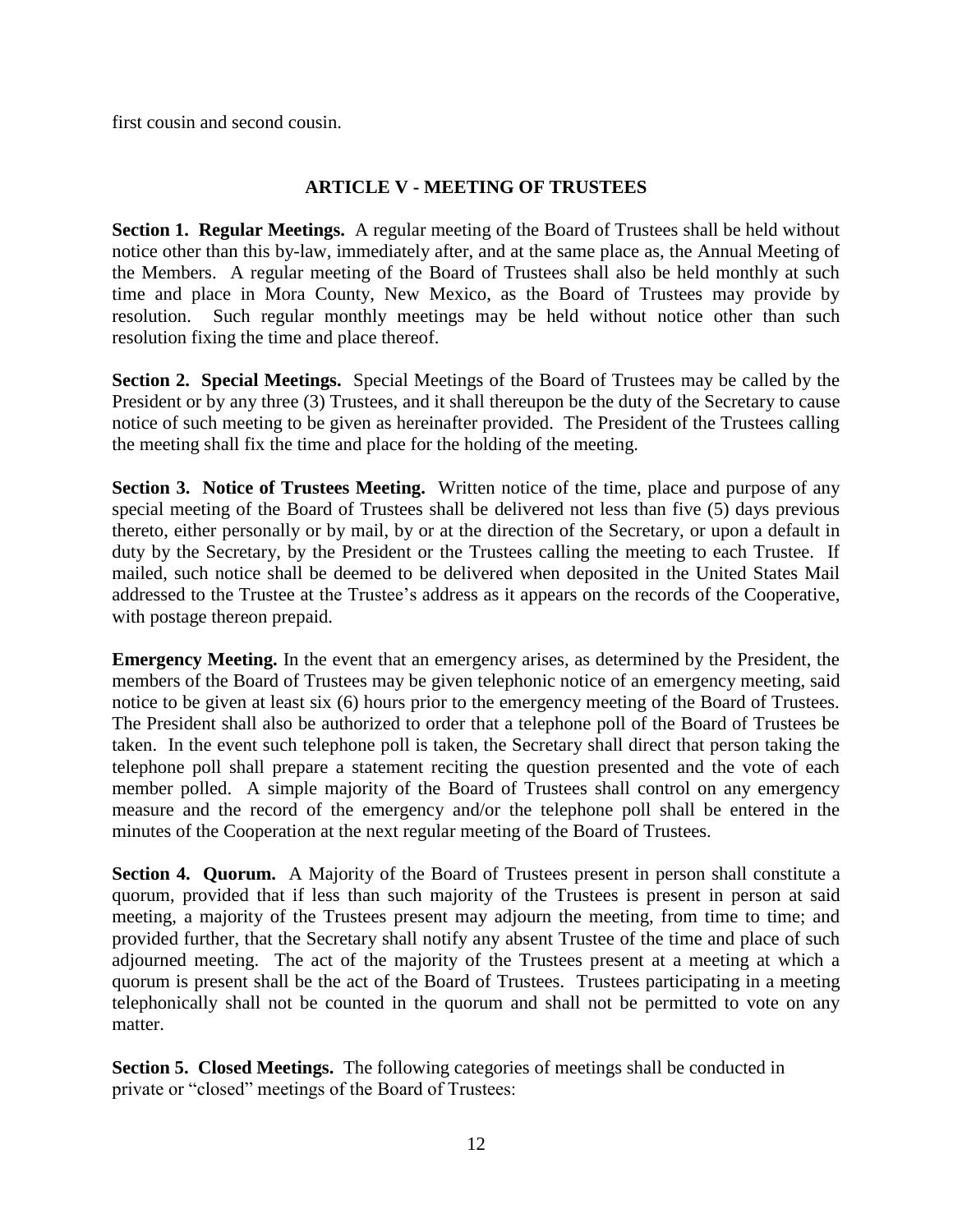first cousin and second cousin.

## ARTICLE V - MEETING OF TRUSTEES

**Section 1. Regular Meetings.** A regular meeting of the Board of Trustees shall be held without notice other than this by-law, immediately after, and at the same place as, the Annual Meeting of the Members. A regular meeting of the Board of Trustees shall also be held monthly at such time and place in Mora County, New Mexico, as the Board of Trustees may provide by resolution. Such regular monthly meetings may be held without notice other than such resolution fixing the time and place thereof.

**Section 2. Special Meetings.** Special Meetings of the Board of Trustees may be called by the President or by any three (3) Trustees, and it shall thereupon be the duty of the Secretary to cause notice of such meeting to be given as hereinafter provided. The President of the Trustees calling the meeting shall fix the time and place for the holding of the meeting.

**Section 3. Notice of Trustees Meeting.** Written notice of the time, place and purpose of any special meeting of the Board of Trustees shall be delivered not less than five (5) days previous thereto, either personally or by mail, by or at the direction of the Secretary, or upon a default in duty by the Secretary, by the President or the Trustees calling the meeting to each Trustee. If mailed, such notice shall be deemed to be delivered when deposited in the United States Mail addressed to the Trustee at the Trustee's address as it appears on the records of the Cooperative, with postage thereon prepaid.

**Emergency Meeting.** In the event that an emergency arises, as determined by the President, the members of the Board of Trustees may be given telephonic notice of an emergency meeting, said notice to be given at least six (6) hours prior to the emergency meeting of the Board of Trustees. The President shall also be authorized to order that a telephone poll of the Board of Trustees be taken. In the event such telephone poll is taken, the Secretary shall direct that person taking the telephone poll shall prepare a statement reciting the question presented and the vote of each member polled. A simple majority of the Board of Trustees shall control on any emergency measure and the record of the emergency and/or the telephone poll shall be entered in the minutes of the Cooperation at the next regular meeting of the Board of Trustees.

**Section 4. Quorum.** A Majority of the Board of Trustees present in person shall constitute a quorum, provided that if less than such majority of the Trustees is present in person at said meeting, a majority of the Trustees present may adjourn the meeting, from time to time; and provided further, that the Secretary shall notify any absent Trustee of the time and place of such adjourned meeting. The act of the majority of the Trustees present at a meeting at which a quorum is present shall be the act of the Board of Trustees. Trustees participating in a meeting telephonically shall not be counted in the quorum and shall not be permitted to vote on any matter.

**Section 5. Closed Meetings.** The following categories of meetings shall be conducted in private or "closed" meetings of the Board of Trustees: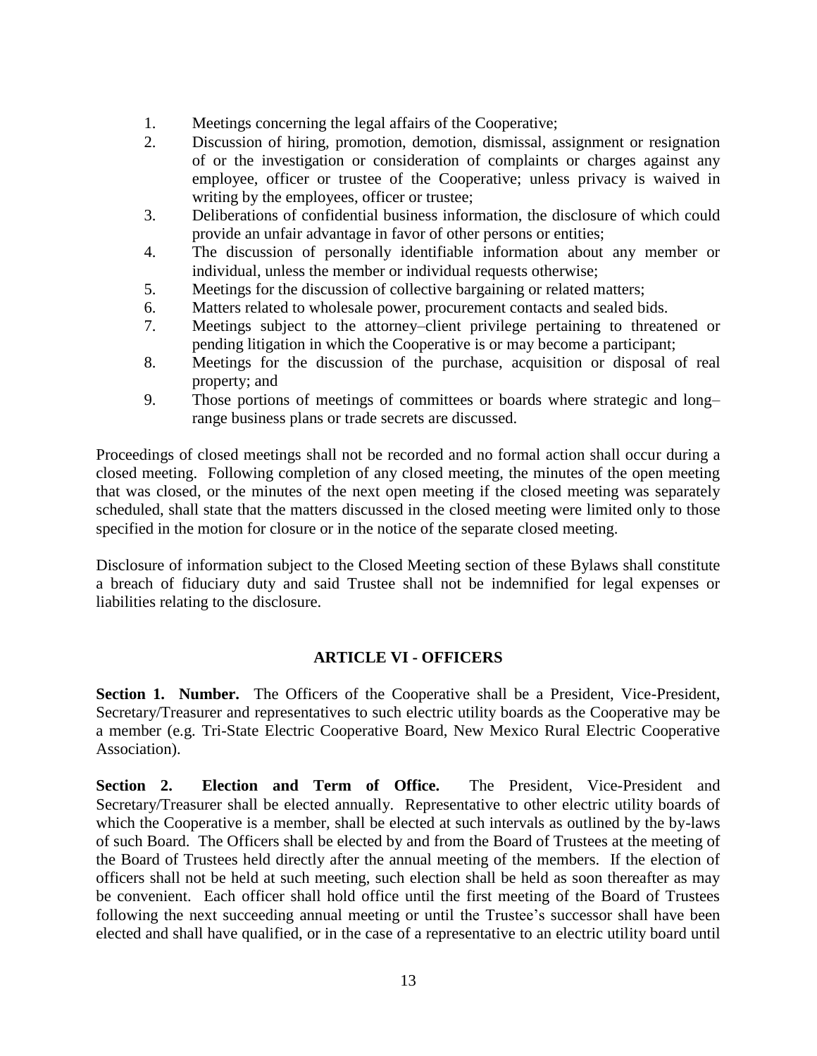1. Meetings concerning the legal affairs of the Cooperative;
2. Discussion of hiring, promotion, demotion, dismissal, assignment or resignation of or the investigation or consideration of complaints or charges against any employee, officer or trustee of the Cooperative; unless privacy is waived in writing by the employees, officer or trustee;
3. Deliberations of confidential business information, the disclosure of which could provide an unfair advantage in favor of other persons or entities;
4. The discussion of personally identifiable information about any member or individual, unless the member or individual requests otherwise;
5. Meetings for the discussion of collective bargaining or related matters;
6. Matters related to wholesale power, procurement contacts and sealed bids.
7. Meetings subject to the attorney–client privilege pertaining to threatened or pending litigation in which the Cooperative is or may become a participant;
8. Meetings for the discussion of the purchase, acquisition or disposal of real property; and
9. Those portions of meetings of committees or boards where strategic and long–range business plans or trade secrets are discussed.

Proceedings of closed meetings shall not be recorded and no formal action shall occur during a closed meeting. Following completion of any closed meeting, the minutes of the open meeting that was closed, or the minutes of the next open meeting if the closed meeting was separately scheduled, shall state that the matters discussed in the closed meeting were limited only to those specified in the motion for closure or in the notice of the separate closed meeting.

Disclosure of information subject to the Closed Meeting section of these Bylaws shall constitute a breach of fiduciary duty and said Trustee shall not be indemnified for legal expenses or liabilities relating to the disclosure.

## ARTICLE VI - OFFICERS

**Section 1. Number.** The Officers of the Cooperative shall be a President, Vice-President, Secretary/Treasurer and representatives to such electric utility boards as the Cooperative may be a member (e.g. Tri-State Electric Cooperative Board, New Mexico Rural Electric Cooperative Association).

**Section 2. Election and Term of Office.** The President, Vice-President and Secretary/Treasurer shall be elected annually. Representative to other electric utility boards of which the Cooperative is a member, shall be elected at such intervals as outlined by the by-laws of such Board. The Officers shall be elected by and from the Board of Trustees at the meeting of the Board of Trustees held directly after the annual meeting of the members. If the election of officers shall not be held at such meeting, such election shall be held as soon thereafter as may be convenient. Each officer shall hold office until the first meeting of the Board of Trustees following the next succeeding annual meeting or until the Trustee's successor shall have been elected and shall have qualified, or in the case of a representative to an electric utility board until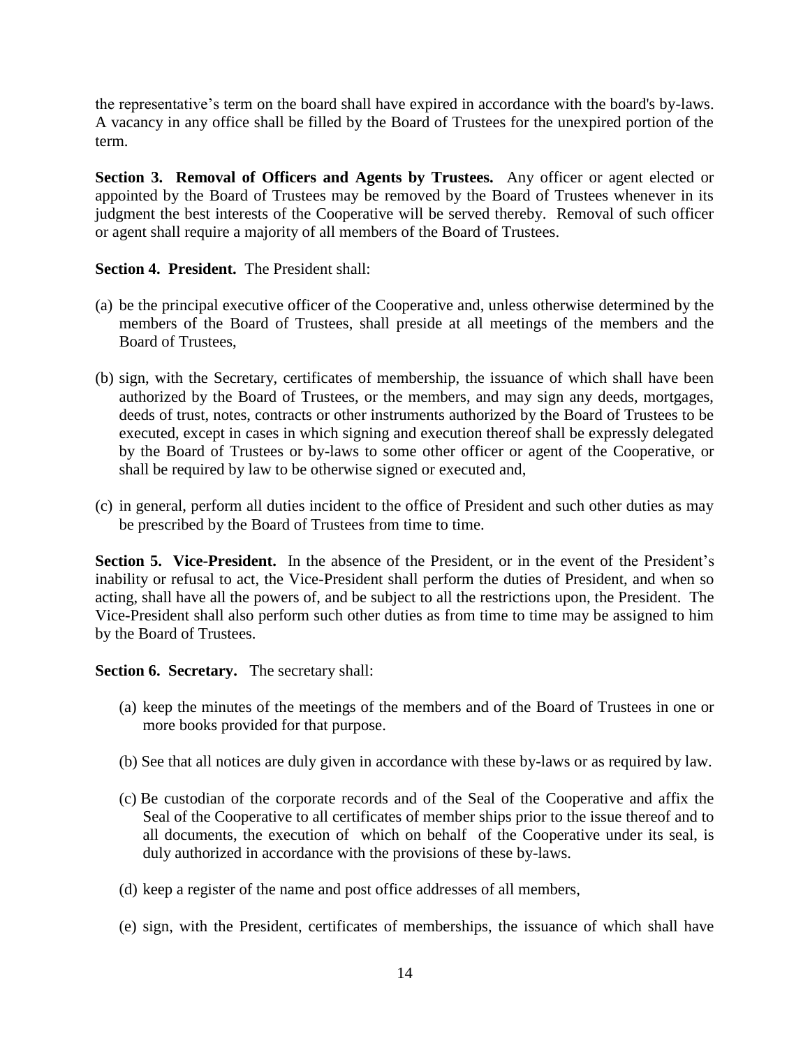the representative's term on the board shall have expired in accordance with the board's by-laws. A vacancy in any office shall be filled by the Board of Trustees for the unexpired portion of the term.

**Section 3. Removal of Officers and Agents by Trustees.** Any officer or agent elected or appointed by the Board of Trustees may be removed by the Board of Trustees whenever in its judgment the best interests of the Cooperative will be served thereby. Removal of such officer or agent shall require a majority of all members of the Board of Trustees.

**Section 4. President.** The President shall:

(a) be the principal executive officer of the Cooperative and, unless otherwise determined by the members of the Board of Trustees, shall preside at all meetings of the members and the Board of Trustees,

(b) sign, with the Secretary, certificates of membership, the issuance of which shall have been authorized by the Board of Trustees, or the members, and may sign any deeds, mortgages, deeds of trust, notes, contracts or other instruments authorized by the Board of Trustees to be executed, except in cases in which signing and execution thereof shall be expressly delegated by the Board of Trustees or by-laws to some other officer or agent of the Cooperative, or shall be required by law to be otherwise signed or executed and,

(c) in general, perform all duties incident to the office of President and such other duties as may be prescribed by the Board of Trustees from time to time.

**Section 5. Vice-President.** In the absence of the President, or in the event of the President's inability or refusal to act, the Vice-President shall perform the duties of President, and when so acting, shall have all the powers of, and be subject to all the restrictions upon, the President. The Vice-President shall also perform such other duties as from time to time may be assigned to him by the Board of Trustees.

**Section 6. Secretary.** The secretary shall:

(a) keep the minutes of the meetings of the members and of the Board of Trustees in one or more books provided for that purpose.

(b) See that all notices are duly given in accordance with these by-laws or as required by law.

(c) Be custodian of the corporate records and of the Seal of the Cooperative and affix the Seal of the Cooperative to all certificates of member ships prior to the issue thereof and to all documents, the execution of which on behalf of the Cooperative under its seal, is duly authorized in accordance with the provisions of these by-laws.

(d) keep a register of the name and post office addresses of all members,

(e) sign, with the President, certificates of memberships, the issuance of which shall have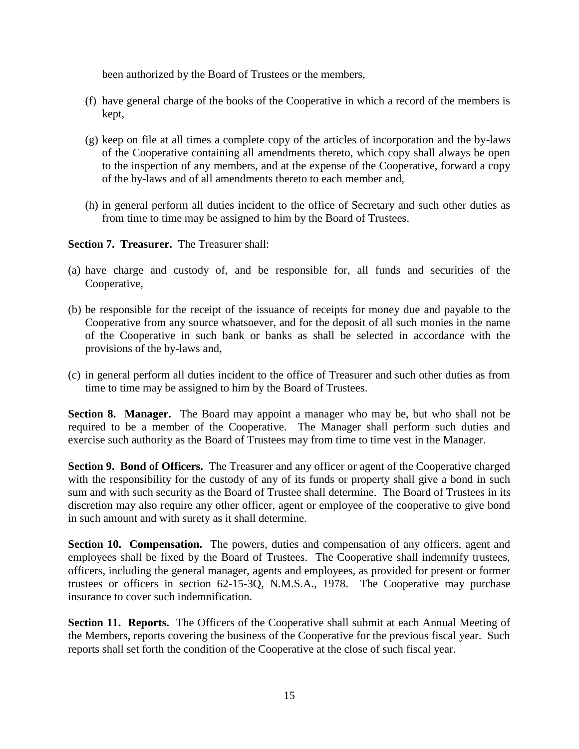been authorized by the Board of Trustees or the members,

(f) have general charge of the books of the Cooperative in which a record of the members is kept,

(g) keep on file at all times a complete copy of the articles of incorporation and the by-laws of the Cooperative containing all amendments thereto, which copy shall always be open to the inspection of any members, and at the expense of the Cooperative, forward a copy of the by-laws and of all amendments thereto to each member and,

(h) in general perform all duties incident to the office of Secretary and such other duties as from time to time may be assigned to him by the Board of Trustees.

**Section 7. Treasurer.** The Treasurer shall:

(a) have charge and custody of, and be responsible for, all funds and securities of the Cooperative,

(b) be responsible for the receipt of the issuance of receipts for money due and payable to the Cooperative from any source whatsoever, and for the deposit of all such monies in the name of the Cooperative in such bank or banks as shall be selected in accordance with the provisions of the by-laws and,

(c) in general perform all duties incident to the office of Treasurer and such other duties as from time to time may be assigned to him by the Board of Trustees.

**Section 8. Manager.** The Board may appoint a manager who may be, but who shall not be required to be a member of the Cooperative. The Manager shall perform such duties and exercise such authority as the Board of Trustees may from time to time vest in the Manager.

**Section 9. Bond of Officers.** The Treasurer and any officer or agent of the Cooperative charged with the responsibility for the custody of any of its funds or property shall give a bond in such sum and with such security as the Board of Trustee shall determine. The Board of Trustees in its discretion may also require any other officer, agent or employee of the cooperative to give bond in such amount and with surety as it shall determine.

**Section 10. Compensation.** The powers, duties and compensation of any officers, agent and employees shall be fixed by the Board of Trustees. The Cooperative shall indemnify trustees, officers, including the general manager, agents and employees, as provided for present or former trustees or officers in section 62-15-3Q, N.M.S.A., 1978. The Cooperative may purchase insurance to cover such indemnification.

**Section 11. Reports.** The Officers of the Cooperative shall submit at each Annual Meeting of the Members, reports covering the business of the Cooperative for the previous fiscal year. Such reports shall set forth the condition of the Cooperative at the close of such fiscal year.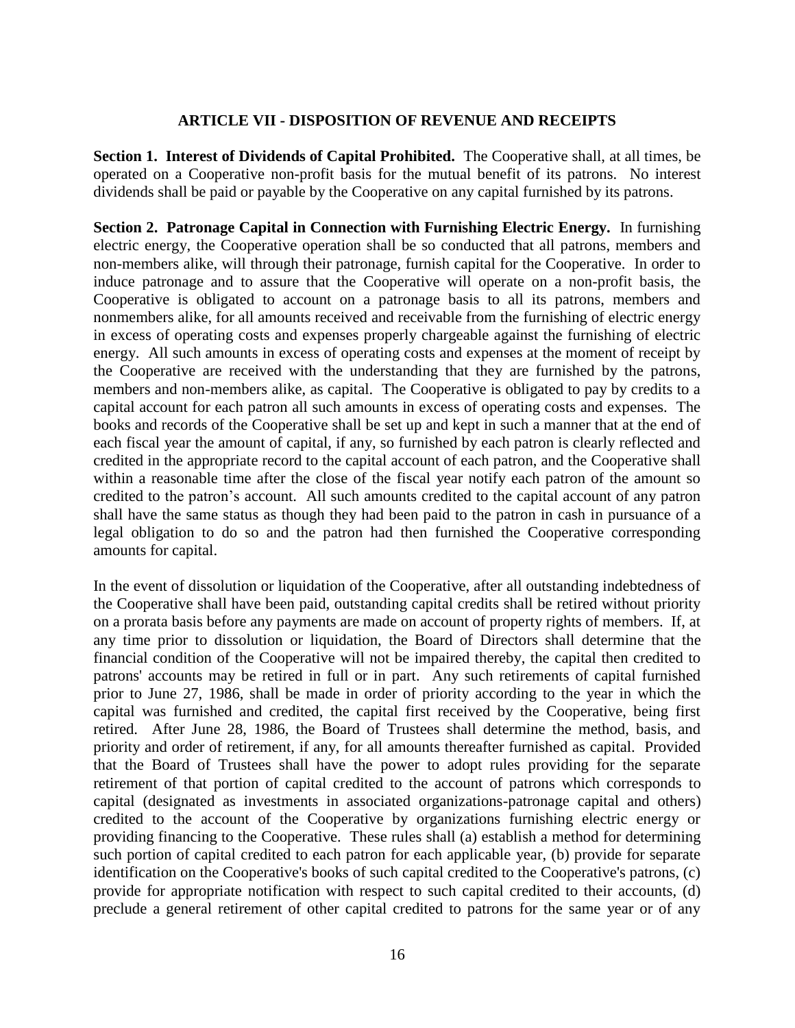## ARTICLE VII - DISPOSITION OF REVENUE AND RECEIPTS

**Section 1. Interest of Dividends of Capital Prohibited.** The Cooperative shall, at all times, be operated on a Cooperative non-profit basis for the mutual benefit of its patrons. No interest dividends shall be paid or payable by the Cooperative on any capital furnished by its patrons.

**Section 2. Patronage Capital in Connection with Furnishing Electric Energy.** In furnishing electric energy, the Cooperative operation shall be so conducted that all patrons, members and non-members alike, will through their patronage, furnish capital for the Cooperative. In order to induce patronage and to assure that the Cooperative will operate on a non-profit basis, the Cooperative is obligated to account on a patronage basis to all its patrons, members and nonmembers alike, for all amounts received and receivable from the furnishing of electric energy in excess of operating costs and expenses properly chargeable against the furnishing of electric energy. All such amounts in excess of operating costs and expenses at the moment of receipt by the Cooperative are received with the understanding that they are furnished by the patrons, members and non-members alike, as capital. The Cooperative is obligated to pay by credits to a capital account for each patron all such amounts in excess of operating costs and expenses. The books and records of the Cooperative shall be set up and kept in such a manner that at the end of each fiscal year the amount of capital, if any, so furnished by each patron is clearly reflected and credited in the appropriate record to the capital account of each patron, and the Cooperative shall within a reasonable time after the close of the fiscal year notify each patron of the amount so credited to the patron's account. All such amounts credited to the capital account of any patron shall have the same status as though they had been paid to the patron in cash in pursuance of a legal obligation to do so and the patron had then furnished the Cooperative corresponding amounts for capital.

In the event of dissolution or liquidation of the Cooperative, after all outstanding indebtedness of the Cooperative shall have been paid, outstanding capital credits shall be retired without priority on a prorata basis before any payments are made on account of property rights of members. If, at any time prior to dissolution or liquidation, the Board of Directors shall determine that the financial condition of the Cooperative will not be impaired thereby, the capital then credited to patrons' accounts may be retired in full or in part. Any such retirements of capital furnished prior to June 27, 1986, shall be made in order of priority according to the year in which the capital was furnished and credited, the capital first received by the Cooperative, being first retired. After June 28, 1986, the Board of Trustees shall determine the method, basis, and priority and order of retirement, if any, for all amounts thereafter furnished as capital. Provided that the Board of Trustees shall have the power to adopt rules providing for the separate retirement of that portion of capital credited to the account of patrons which corresponds to capital (designated as investments in associated organizations-patronage capital and others) credited to the account of the Cooperative by organizations furnishing electric energy or providing financing to the Cooperative. These rules shall (a) establish a method for determining such portion of capital credited to each patron for each applicable year, (b) provide for separate identification on the Cooperative's books of such capital credited to the Cooperative's patrons, (c) provide for appropriate notification with respect to such capital credited to their accounts, (d) preclude a general retirement of other capital credited to patrons for the same year or of any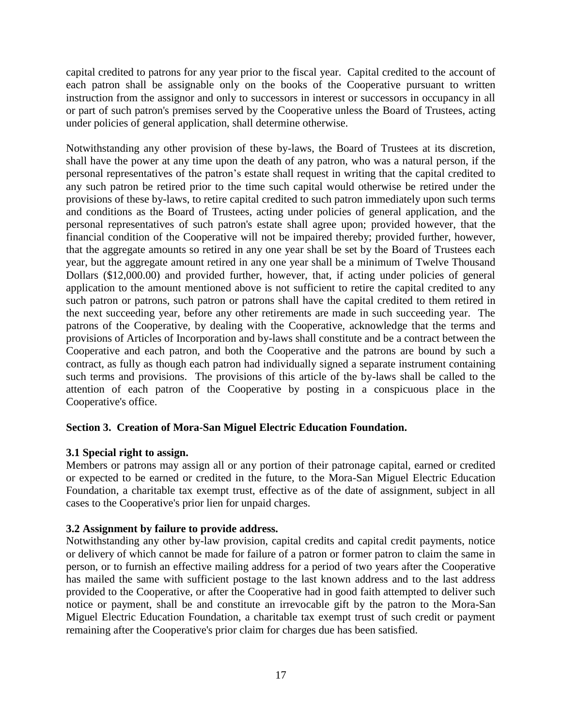capital credited to patrons for any year prior to the fiscal year. Capital credited to the account of each patron shall be assignable only on the books of the Cooperative pursuant to written instruction from the assignor and only to successors in interest or successors in occupancy in all or part of such patron's premises served by the Cooperative unless the Board of Trustees, acting under policies of general application, shall determine otherwise.

Notwithstanding any other provision of these by-laws, the Board of Trustees at its discretion, shall have the power at any time upon the death of any patron, who was a natural person, if the personal representatives of the patron's estate shall request in writing that the capital credited to any such patron be retired prior to the time such capital would otherwise be retired under the provisions of these by-laws, to retire capital credited to such patron immediately upon such terms and conditions as the Board of Trustees, acting under policies of general application, and the personal representatives of such patron's estate shall agree upon; provided however, that the financial condition of the Cooperative will not be impaired thereby; provided further, however, that the aggregate amounts so retired in any one year shall be set by the Board of Trustees each year, but the aggregate amount retired in any one year shall be a minimum of Twelve Thousand Dollars ($12,000.00) and provided further, however, that, if acting under policies of general application to the amount mentioned above is not sufficient to retire the capital credited to any such patron or patrons, such patron or patrons shall have the capital credited to them retired in the next succeeding year, before any other retirements are made in such succeeding year. The patrons of the Cooperative, by dealing with the Cooperative, acknowledge that the terms and provisions of Articles of Incorporation and by-laws shall constitute and be a contract between the Cooperative and each patron, and both the Cooperative and the patrons are bound by such a contract, as fully as though each patron had individually signed a separate instrument containing such terms and provisions. The provisions of this article of the by-laws shall be called to the attention of each patron of the Cooperative by posting in a conspicuous place in the Cooperative's office.

**Section 3. Creation of Mora-San Miguel Electric Education Foundation.**

**3.1 Special right to assign.**
Members or patrons may assign all or any portion of their patronage capital, earned or credited or expected to be earned or credited in the future, to the Mora-San Miguel Electric Education Foundation, a charitable tax exempt trust, effective as of the date of assignment, subject in all cases to the Cooperative's prior lien for unpaid charges.

**3.2 Assignment by failure to provide address.**
Notwithstanding any other by-law provision, capital credits and capital credit payments, notice or delivery of which cannot be made for failure of a patron or former patron to claim the same in person, or to furnish an effective mailing address for a period of two years after the Cooperative has mailed the same with sufficient postage to the last known address and to the last address provided to the Cooperative, or after the Cooperative had in good faith attempted to deliver such notice or payment, shall be and constitute an irrevocable gift by the patron to the Mora-San Miguel Electric Education Foundation, a charitable tax exempt trust of such credit or payment remaining after the Cooperative's prior claim for charges due has been satisfied.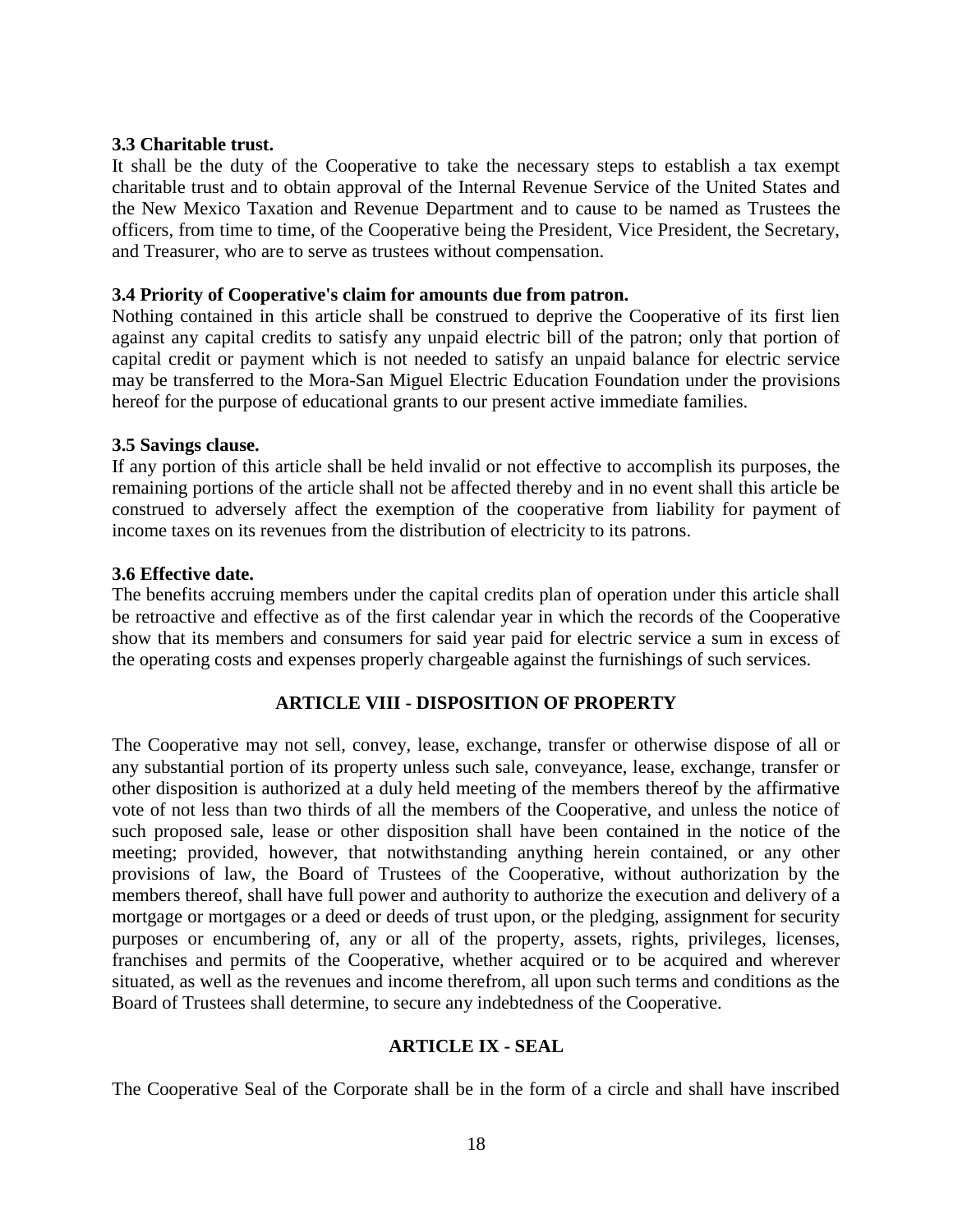**3.3 Charitable trust.**

It shall be the duty of the Cooperative to take the necessary steps to establish a tax exempt charitable trust and to obtain approval of the Internal Revenue Service of the United States and the New Mexico Taxation and Revenue Department and to cause to be named as Trustees the officers, from time to time, of the Cooperative being the President, Vice President, the Secretary, and Treasurer, who are to serve as trustees without compensation.

**3.4 Priority of Cooperative's claim for amounts due from patron.**

Nothing contained in this article shall be construed to deprive the Cooperative of its first lien against any capital credits to satisfy any unpaid electric bill of the patron; only that portion of capital credit or payment which is not needed to satisfy an unpaid balance for electric service may be transferred to the Mora-San Miguel Electric Education Foundation under the provisions hereof for the purpose of educational grants to our present active immediate families.

**3.5 Savings clause.**

If any portion of this article shall be held invalid or not effective to accomplish its purposes, the remaining portions of the article shall not be affected thereby and in no event shall this article be construed to adversely affect the exemption of the cooperative from liability for payment of income taxes on its revenues from the distribution of electricity to its patrons.

**3.6 Effective date.**

The benefits accruing members under the capital credits plan of operation under this article shall be retroactive and effective as of the first calendar year in which the records of the Cooperative show that its members and consumers for said year paid for electric service a sum in excess of the operating costs and expenses properly chargeable against the furnishings of such services.

## ARTICLE VIII - DISPOSITION OF PROPERTY

The Cooperative may not sell, convey, lease, exchange, transfer or otherwise dispose of all or any substantial portion of its property unless such sale, conveyance, lease, exchange, transfer or other disposition is authorized at a duly held meeting of the members thereof by the affirmative vote of not less than two thirds of all the members of the Cooperative, and unless the notice of such proposed sale, lease or other disposition shall have been contained in the notice of the meeting; provided, however, that notwithstanding anything herein contained, or any other provisions of law, the Board of Trustees of the Cooperative, without authorization by the members thereof, shall have full power and authority to authorize the execution and delivery of a mortgage or mortgages or a deed or deeds of trust upon, or the pledging, assignment for security purposes or encumbering of, any or all of the property, assets, rights, privileges, licenses, franchises and permits of the Cooperative, whether acquired or to be acquired and wherever situated, as well as the revenues and income therefrom, all upon such terms and conditions as the Board of Trustees shall determine, to secure any indebtedness of the Cooperative.

## ARTICLE IX - SEAL

The Cooperative Seal of the Corporate shall be in the form of a circle and shall have inscribed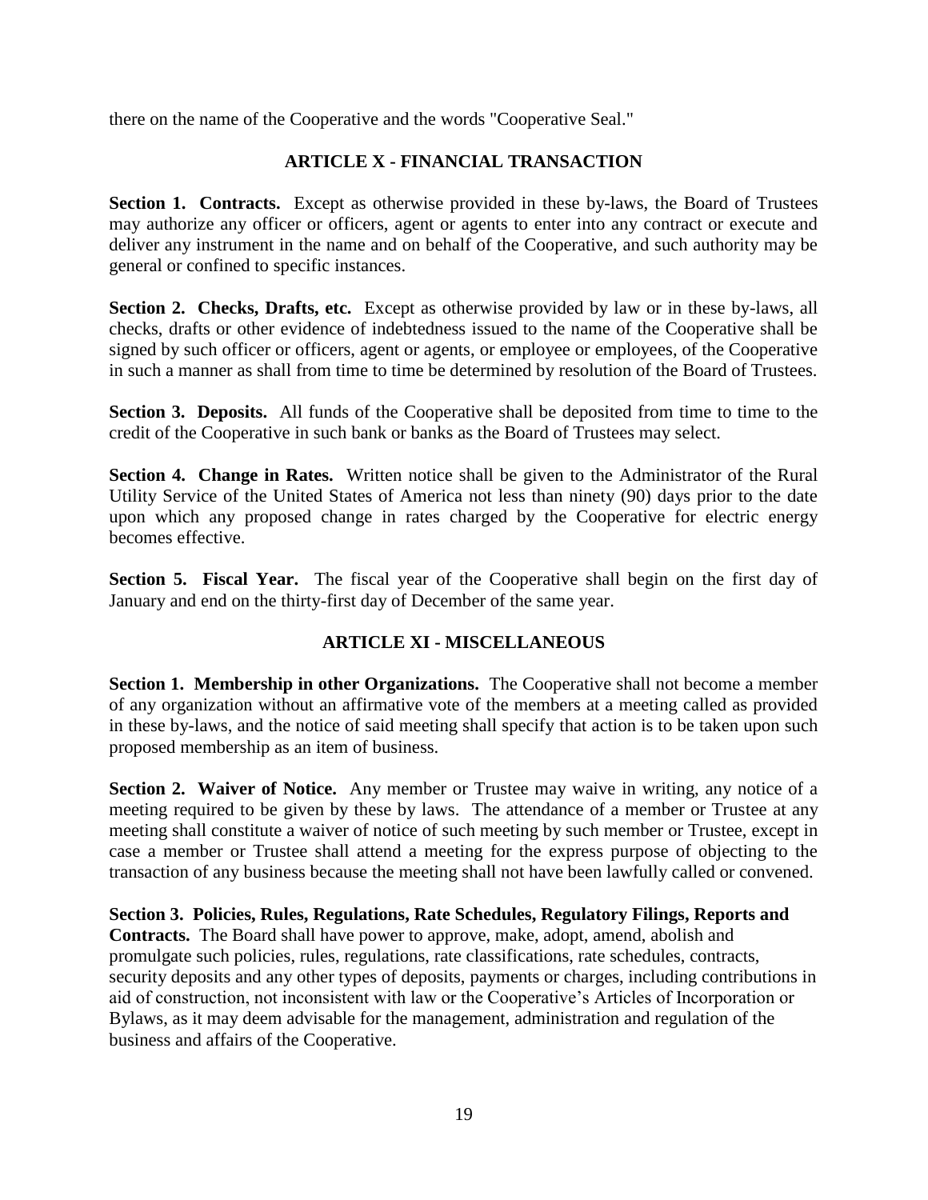there on the name of the Cooperative and the words "Cooperative Seal."

## ARTICLE X - FINANCIAL TRANSACTION

**Section 1. Contracts.** Except as otherwise provided in these by-laws, the Board of Trustees may authorize any officer or officers, agent or agents to enter into any contract or execute and deliver any instrument in the name and on behalf of the Cooperative, and such authority may be general or confined to specific instances.

**Section 2. Checks, Drafts, etc.** Except as otherwise provided by law or in these by-laws, all checks, drafts or other evidence of indebtedness issued to the name of the Cooperative shall be signed by such officer or officers, agent or agents, or employee or employees, of the Cooperative in such a manner as shall from time to time be determined by resolution of the Board of Trustees.

**Section 3. Deposits.** All funds of the Cooperative shall be deposited from time to time to the credit of the Cooperative in such bank or banks as the Board of Trustees may select.

**Section 4. Change in Rates.** Written notice shall be given to the Administrator of the Rural Utility Service of the United States of America not less than ninety (90) days prior to the date upon which any proposed change in rates charged by the Cooperative for electric energy becomes effective.

**Section 5. Fiscal Year.** The fiscal year of the Cooperative shall begin on the first day of January and end on the thirty-first day of December of the same year.

## ARTICLE XI - MISCELLANEOUS

**Section 1. Membership in other Organizations.** The Cooperative shall not become a member of any organization without an affirmative vote of the members at a meeting called as provided in these by-laws, and the notice of said meeting shall specify that action is to be taken upon such proposed membership as an item of business.

**Section 2. Waiver of Notice.** Any member or Trustee may waive in writing, any notice of a meeting required to be given by these by laws. The attendance of a member or Trustee at any meeting shall constitute a waiver of notice of such meeting by such member or Trustee, except in case a member or Trustee shall attend a meeting for the express purpose of objecting to the transaction of any business because the meeting shall not have been lawfully called or convened.

**Section 3. Policies, Rules, Regulations, Rate Schedules, Regulatory Filings, Reports and Contracts.** The Board shall have power to approve, make, adopt, amend, abolish and promulgate such policies, rules, regulations, rate classifications, rate schedules, contracts, security deposits and any other types of deposits, payments or charges, including contributions in aid of construction, not inconsistent with law or the Cooperative's Articles of Incorporation or Bylaws, as it may deem advisable for the management, administration and regulation of the business and affairs of the Cooperative.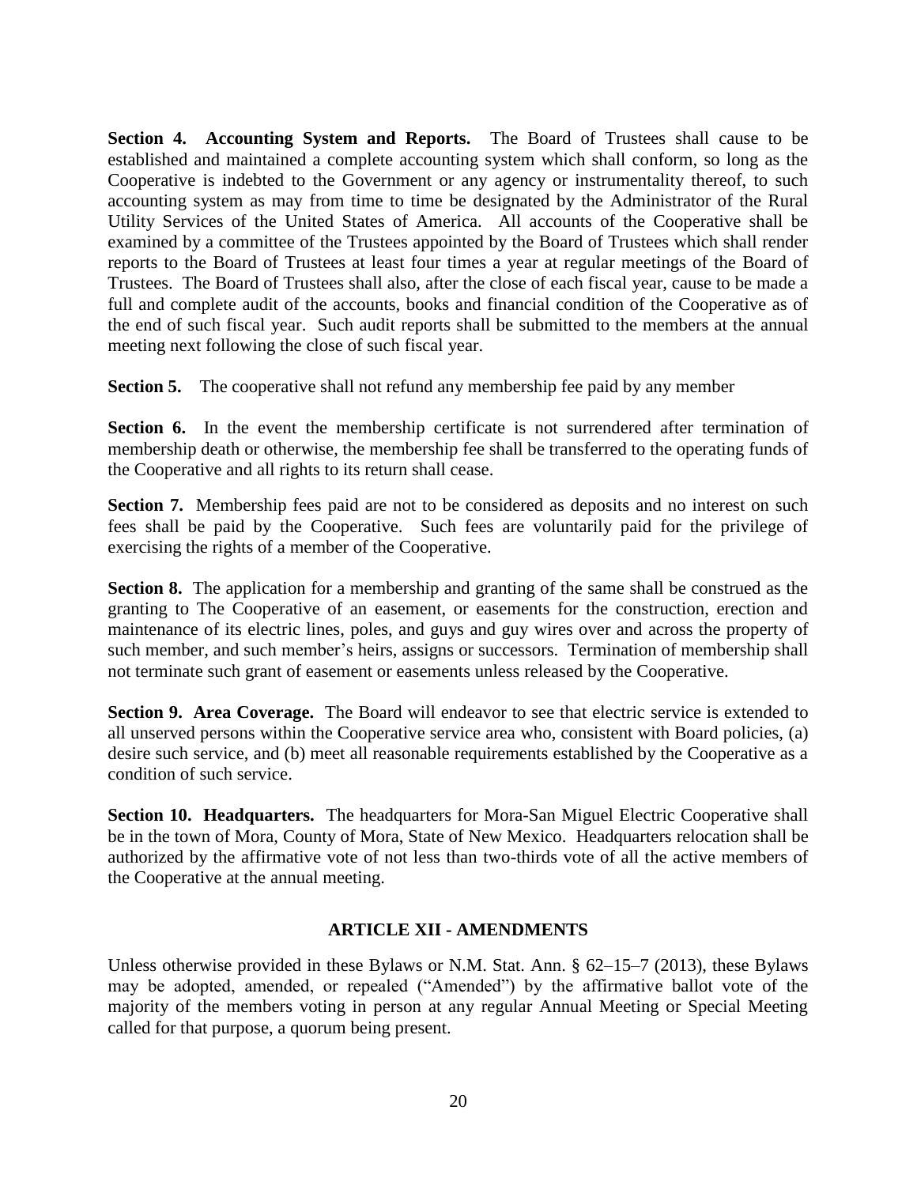**Section 4. Accounting System and Reports.** The Board of Trustees shall cause to be established and maintained a complete accounting system which shall conform, so long as the Cooperative is indebted to the Government or any agency or instrumentality thereof, to such accounting system as may from time to time be designated by the Administrator of the Rural Utility Services of the United States of America. All accounts of the Cooperative shall be examined by a committee of the Trustees appointed by the Board of Trustees which shall render reports to the Board of Trustees at least four times a year at regular meetings of the Board of Trustees. The Board of Trustees shall also, after the close of each fiscal year, cause to be made a full and complete audit of the accounts, books and financial condition of the Cooperative as of the end of such fiscal year. Such audit reports shall be submitted to the members at the annual meeting next following the close of such fiscal year.

**Section 5.** The cooperative shall not refund any membership fee paid by any member

**Section 6.** In the event the membership certificate is not surrendered after termination of membership death or otherwise, the membership fee shall be transferred to the operating funds of the Cooperative and all rights to its return shall cease.

**Section 7.** Membership fees paid are not to be considered as deposits and no interest on such fees shall be paid by the Cooperative. Such fees are voluntarily paid for the privilege of exercising the rights of a member of the Cooperative.

**Section 8.** The application for a membership and granting of the same shall be construed as the granting to The Cooperative of an easement, or easements for the construction, erection and maintenance of its electric lines, poles, and guys and guy wires over and across the property of such member, and such member's heirs, assigns or successors. Termination of membership shall not terminate such grant of easement or easements unless released by the Cooperative.

**Section 9. Area Coverage.** The Board will endeavor to see that electric service is extended to all unserved persons within the Cooperative service area who, consistent with Board policies, (a) desire such service, and (b) meet all reasonable requirements established by the Cooperative as a condition of such service.

**Section 10. Headquarters.** The headquarters for Mora-San Miguel Electric Cooperative shall be in the town of Mora, County of Mora, State of New Mexico. Headquarters relocation shall be authorized by the affirmative vote of not less than two-thirds vote of all the active members of the Cooperative at the annual meeting.

## ARTICLE XII - AMENDMENTS

Unless otherwise provided in these Bylaws or N.M. Stat. Ann. § 62–15–7 (2013), these Bylaws may be adopted, amended, or repealed ("Amended") by the affirmative ballot vote of the majority of the members voting in person at any regular Annual Meeting or Special Meeting called for that purpose, a quorum being present.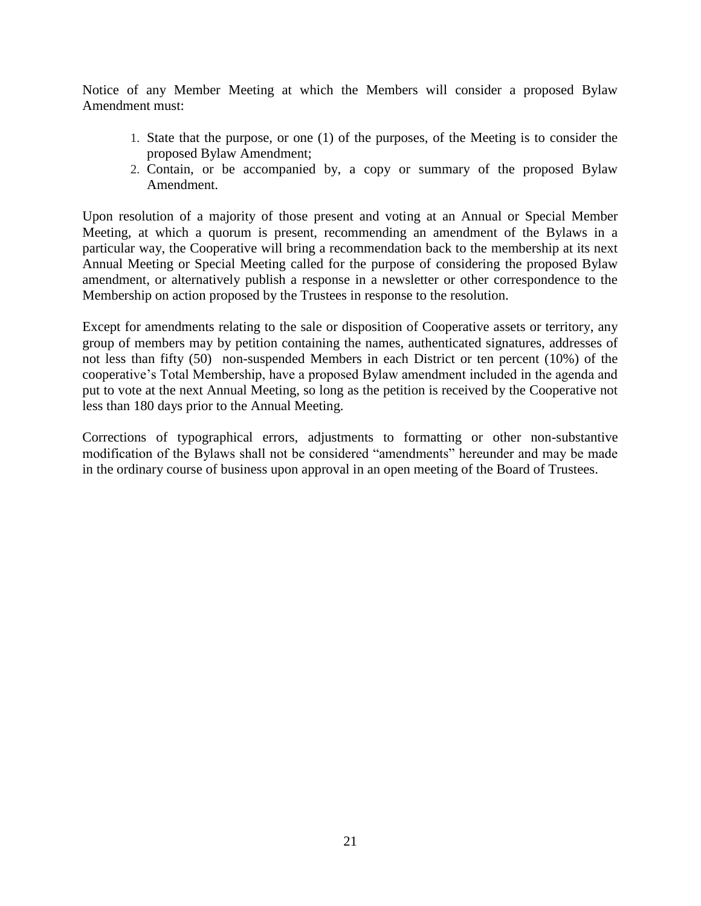Notice of any Member Meeting at which the Members will consider a proposed Bylaw Amendment must:

1. State that the purpose, or one (1) of the purposes, of the Meeting is to consider the proposed Bylaw Amendment;
2. Contain, or be accompanied by, a copy or summary of the proposed Bylaw Amendment.

Upon resolution of a majority of those present and voting at an Annual or Special Member Meeting, at which a quorum is present, recommending an amendment of the Bylaws in a particular way, the Cooperative will bring a recommendation back to the membership at its next Annual Meeting or Special Meeting called for the purpose of considering the proposed Bylaw amendment, or alternatively publish a response in a newsletter or other correspondence to the Membership on action proposed by the Trustees in response to the resolution.

Except for amendments relating to the sale or disposition of Cooperative assets or territory, any group of members may by petition containing the names, authenticated signatures, addresses of not less than fifty (50) non-suspended Members in each District or ten percent (10%) of the cooperative's Total Membership, have a proposed Bylaw amendment included in the agenda and put to vote at the next Annual Meeting, so long as the petition is received by the Cooperative not less than 180 days prior to the Annual Meeting.

Corrections of typographical errors, adjustments to formatting or other non-substantive modification of the Bylaws shall not be considered "amendments" hereunder and may be made in the ordinary course of business upon approval in an open meeting of the Board of Trustees.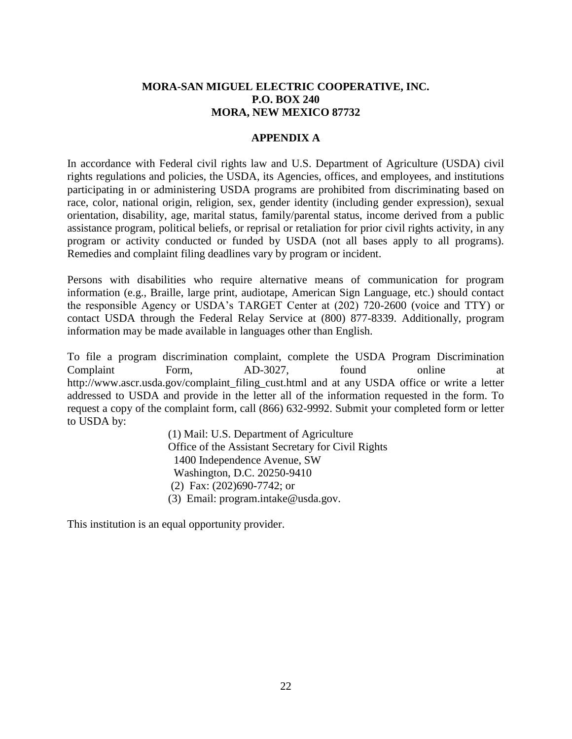**MORA-SAN MIGUEL ELECTRIC COOPERATIVE, INC.**
**P.O. BOX 240**
**MORA, NEW MEXICO 87732**

## APPENDIX A

In accordance with Federal civil rights law and U.S. Department of Agriculture (USDA) civil rights regulations and policies, the USDA, its Agencies, offices, and employees, and institutions participating in or administering USDA programs are prohibited from discriminating based on race, color, national origin, religion, sex, gender identity (including gender expression), sexual orientation, disability, age, marital status, family/parental status, income derived from a public assistance program, political beliefs, or reprisal or retaliation for prior civil rights activity, in any program or activity conducted or funded by USDA (not all bases apply to all programs). Remedies and complaint filing deadlines vary by program or incident.

Persons with disabilities who require alternative means of communication for program information (e.g., Braille, large print, audiotape, American Sign Language, etc.) should contact the responsible Agency or USDA's TARGET Center at (202) 720-2600 (voice and TTY) or contact USDA through the Federal Relay Service at (800) 877-8339. Additionally, program information may be made available in languages other than English.

To file a program discrimination complaint, complete the USDA Program Discrimination Complaint Form, AD-3027, found online at http://www.ascr.usda.gov/complaint_filing_cust.html and at any USDA office or write a letter addressed to USDA and provide in the letter all of the information requested in the form. To request a copy of the complaint form, call (866) 632-9992. Submit your completed form or letter to USDA by:

(1) Mail: U.S. Department of Agriculture
Office of the Assistant Secretary for Civil Rights
1400 Independence Avenue, SW
Washington, D.C. 20250-9410
(2) Fax: (202)690-7742; or
(3) Email: program.intake@usda.gov.

This institution is an equal opportunity provider.